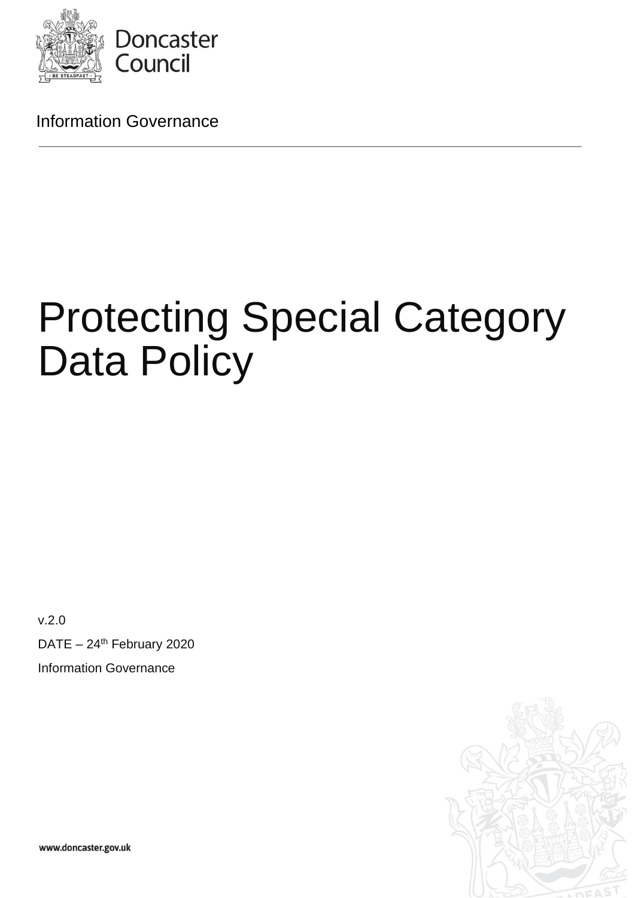Doncaster Council

Information Governance

---

# Protecting Special Category Data Policy

v.2.0

DATE – 24th February 2020

Information Governance

www.doncaster.gov.uk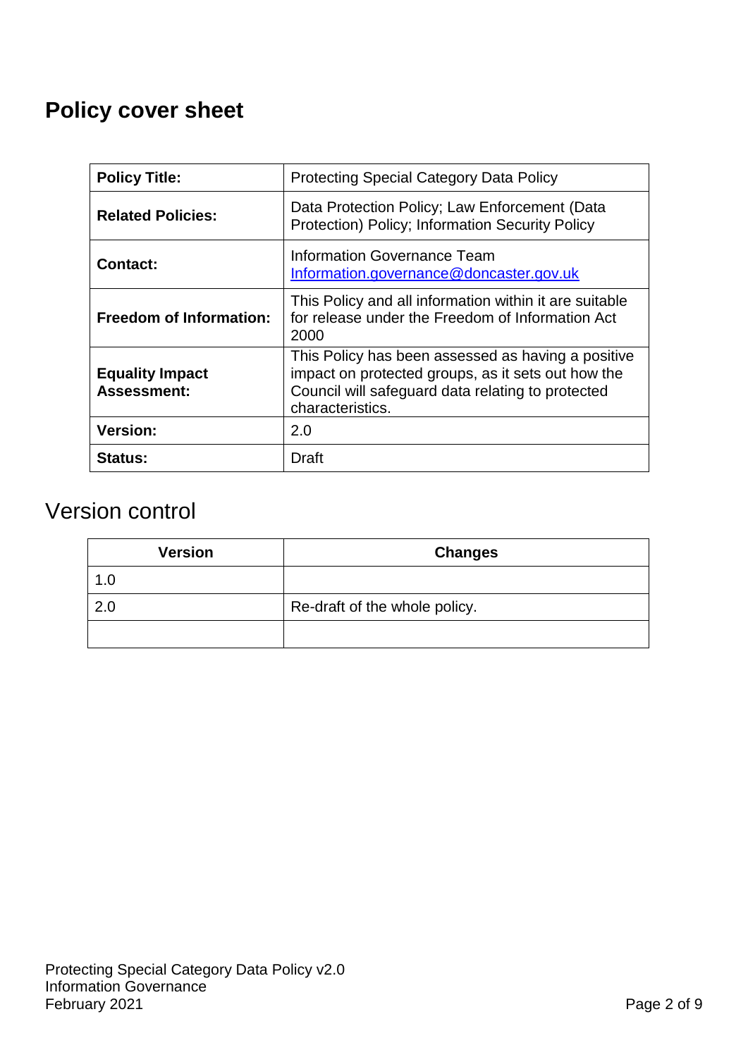# Policy cover sheet

| | |
|---|---|
| **Policy Title:** | Protecting Special Category Data Policy |
| **Related Policies:** | Data Protection Policy; Law Enforcement (Data Protection) Policy; Information Security Policy |
| **Contact:** | Information Governance Team<br>Information.governance@doncaster.gov.uk |
| **Freedom of Information:** | This Policy and all information within it are suitable for release under the Freedom of Information Act 2000 |
| **Equality Impact Assessment:** | This Policy has been assessed as having a positive impact on protected groups, as it sets out how the Council will safeguard data relating to protected characteristics. |
| **Version:** | 2.0 |
| **Status:** | Draft |

## Version control

| Version | Changes |
|---|---|
| 1.0 | |
| 2.0 | Re-draft of the whole policy. |
| | |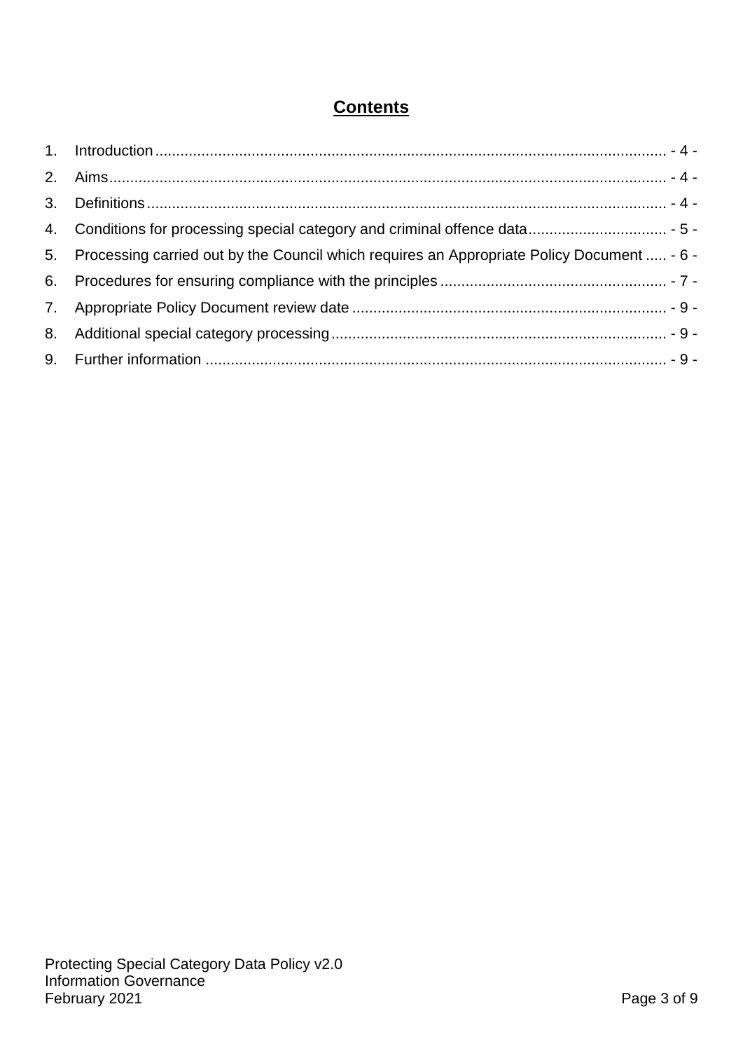## **Contents**

1. Introduction .......................................................................................................................... - 4 -
2. Aims ...................................................................................................................................... - 4 -
3. Definitions ............................................................................................................................ - 4 -
4. Conditions for processing special category and criminal offence data ................................. - 5 -
5. Processing carried out by the Council which requires an Appropriate Policy Document ..... - 6 -
6. Procedures for ensuring compliance with the principles ...................................................... - 7 -
7. Appropriate Policy Document review date ........................................................................... - 9 -
8. Additional special category processing ................................................................................ - 9 -
9. Further information .............................................................................................................. - 9 -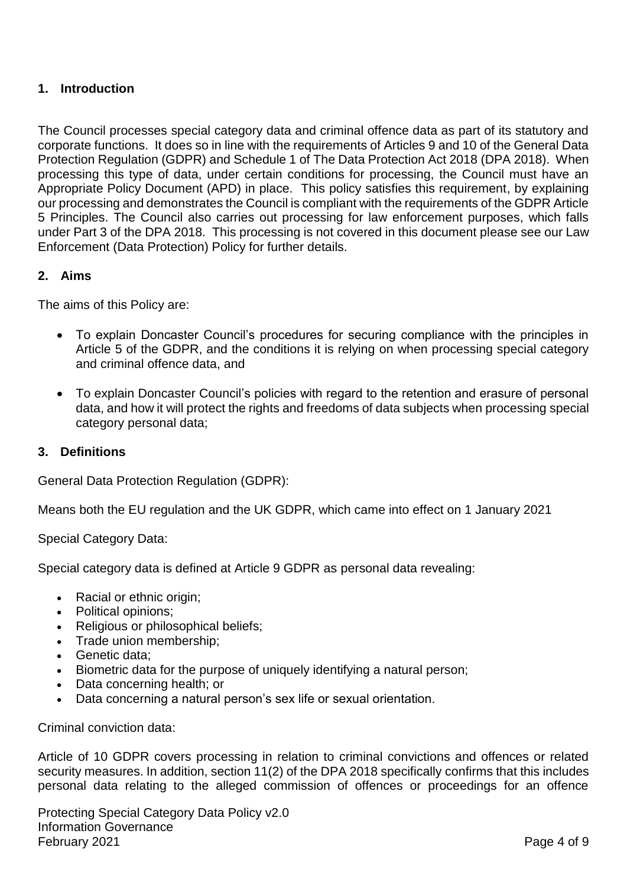## 1. Introduction

The Council processes special category data and criminal offence data as part of its statutory and corporate functions. It does so in line with the requirements of Articles 9 and 10 of the General Data Protection Regulation (GDPR) and Schedule 1 of The Data Protection Act 2018 (DPA 2018). When processing this type of data, under certain conditions for processing, the Council must have an Appropriate Policy Document (APD) in place. This policy satisfies this requirement, by explaining our processing and demonstrates the Council is compliant with the requirements of the GDPR Article 5 Principles. The Council also carries out processing for law enforcement purposes, which falls under Part 3 of the DPA 2018. This processing is not covered in this document please see our Law Enforcement (Data Protection) Policy for further details.

## 2. Aims

The aims of this Policy are:

- To explain Doncaster Council's procedures for securing compliance with the principles in Article 5 of the GDPR, and the conditions it is relying on when processing special category and criminal offence data, and
- To explain Doncaster Council's policies with regard to the retention and erasure of personal data, and how it will protect the rights and freedoms of data subjects when processing special category personal data;

## 3. Definitions

General Data Protection Regulation (GDPR):

Means both the EU regulation and the UK GDPR, which came into effect on 1 January 2021

Special Category Data:

Special category data is defined at Article 9 GDPR as personal data revealing:

- Racial or ethnic origin;
- Political opinions;
- Religious or philosophical beliefs;
- Trade union membership;
- Genetic data;
- Biometric data for the purpose of uniquely identifying a natural person;
- Data concerning health; or
- Data concerning a natural person's sex life or sexual orientation.

Criminal conviction data:

Article of 10 GDPR covers processing in relation to criminal convictions and offences or related security measures. In addition, section 11(2) of the DPA 2018 specifically confirms that this includes personal data relating to the alleged commission of offences or proceedings for an offence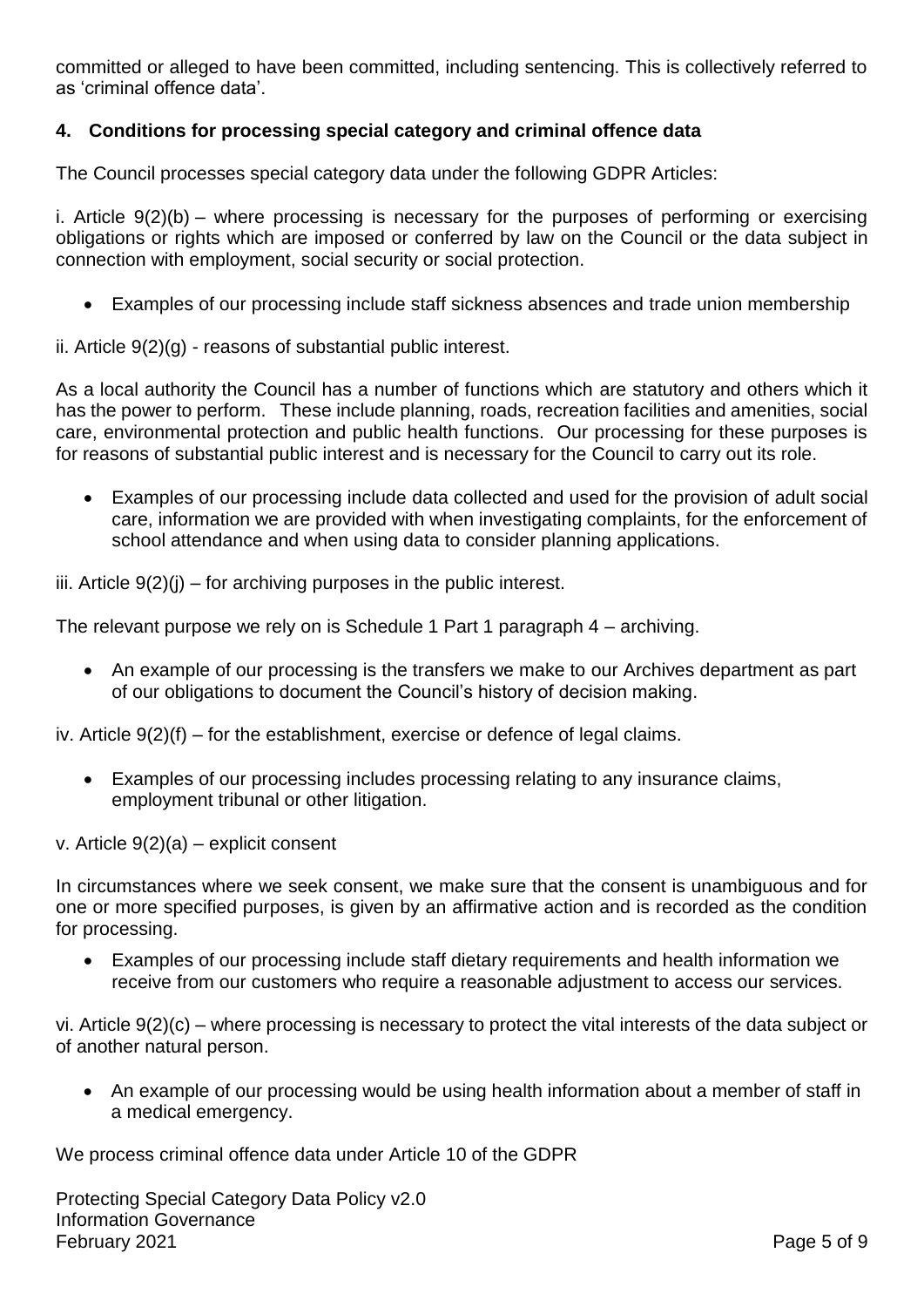committed or alleged to have been committed, including sentencing. This is collectively referred to as 'criminal offence data'.

## 4. Conditions for processing special category and criminal offence data

The Council processes special category data under the following GDPR Articles:

i. Article 9(2)(b) – where processing is necessary for the purposes of performing or exercising obligations or rights which are imposed or conferred by law on the Council or the data subject in connection with employment, social security or social protection.

- Examples of our processing include staff sickness absences and trade union membership

ii. Article 9(2)(g) - reasons of substantial public interest.

As a local authority the Council has a number of functions which are statutory and others which it has the power to perform. These include planning, roads, recreation facilities and amenities, social care, environmental protection and public health functions. Our processing for these purposes is for reasons of substantial public interest and is necessary for the Council to carry out its role.

- Examples of our processing include data collected and used for the provision of adult social care, information we are provided with when investigating complaints, for the enforcement of school attendance and when using data to consider planning applications.

iii. Article 9(2)(j) – for archiving purposes in the public interest.

The relevant purpose we rely on is Schedule 1 Part 1 paragraph 4 – archiving.

- An example of our processing is the transfers we make to our Archives department as part of our obligations to document the Council's history of decision making.

iv. Article 9(2)(f) – for the establishment, exercise or defence of legal claims.

- Examples of our processing includes processing relating to any insurance claims, employment tribunal or other litigation.

v. Article 9(2)(a) – explicit consent

In circumstances where we seek consent, we make sure that the consent is unambiguous and for one or more specified purposes, is given by an affirmative action and is recorded as the condition for processing.

- Examples of our processing include staff dietary requirements and health information we receive from our customers who require a reasonable adjustment to access our services.

vi. Article 9(2)(c) – where processing is necessary to protect the vital interests of the data subject or of another natural person.

- An example of our processing would be using health information about a member of staff in a medical emergency.

We process criminal offence data under Article 10 of the GDPR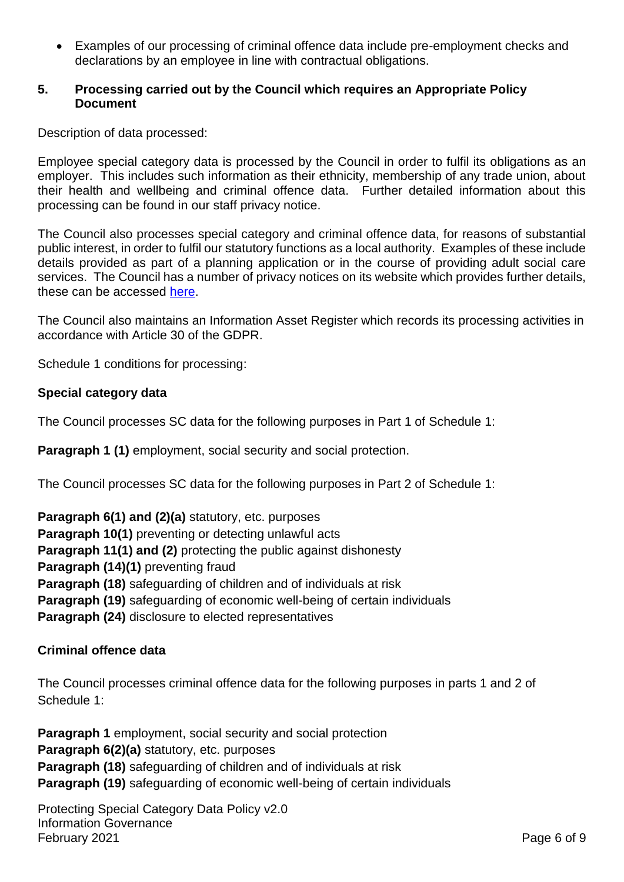- Examples of our processing of criminal offence data include pre-employment checks and declarations by an employee in line with contractual obligations.

## 5. Processing carried out by the Council which requires an Appropriate Policy Document

Description of data processed:

Employee special category data is processed by the Council in order to fulfil its obligations as an employer. This includes such information as their ethnicity, membership of any trade union, about their health and wellbeing and criminal offence data. Further detailed information about this processing can be found in our staff privacy notice.

The Council also processes special category and criminal offence data, for reasons of substantial public interest, in order to fulfil our statutory functions as a local authority. Examples of these include details provided as part of a planning application or in the course of providing adult social care services. The Council has a number of privacy notices on its website which provides further details, these can be accessed [here](#).

The Council also maintains an Information Asset Register which records its processing activities in accordance with Article 30 of the GDPR.

Schedule 1 conditions for processing:

### Special category data

The Council processes SC data for the following purposes in Part 1 of Schedule 1:

**Paragraph 1 (1)** employment, social security and social protection.

The Council processes SC data for the following purposes in Part 2 of Schedule 1:

**Paragraph 6(1) and (2)(a)** statutory, etc. purposes
**Paragraph 10(1)** preventing or detecting unlawful acts
**Paragraph 11(1) and (2)** protecting the public against dishonesty
**Paragraph (14)(1)** preventing fraud
**Paragraph (18)** safeguarding of children and of individuals at risk
**Paragraph (19)** safeguarding of economic well-being of certain individuals
**Paragraph (24)** disclosure to elected representatives

### Criminal offence data

The Council processes criminal offence data for the following purposes in parts 1 and 2 of Schedule 1:

**Paragraph 1** employment, social security and social protection
**Paragraph 6(2)(a)** statutory, etc. purposes
**Paragraph (18)** safeguarding of children and of individuals at risk
**Paragraph (19)** safeguarding of economic well-being of certain individuals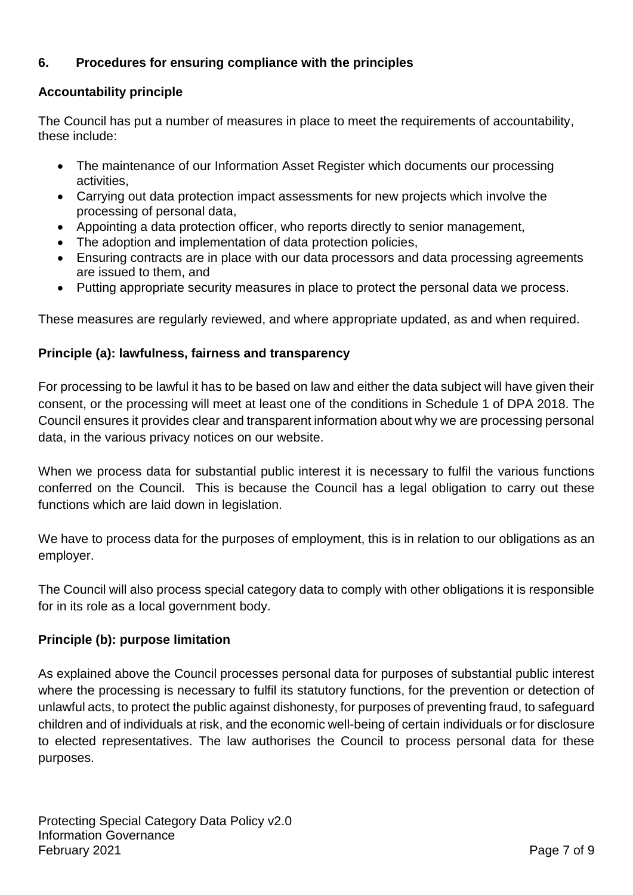## 6. Procedures for ensuring compliance with the principles

### Accountability principle

The Council has put a number of measures in place to meet the requirements of accountability, these include:

- The maintenance of our Information Asset Register which documents our processing activities,
- Carrying out data protection impact assessments for new projects which involve the processing of personal data,
- Appointing a data protection officer, who reports directly to senior management,
- The adoption and implementation of data protection policies,
- Ensuring contracts are in place with our data processors and data processing agreements are issued to them, and
- Putting appropriate security measures in place to protect the personal data we process.

These measures are regularly reviewed, and where appropriate updated, as and when required.

### Principle (a): lawfulness, fairness and transparency

For processing to be lawful it has to be based on law and either the data subject will have given their consent, or the processing will meet at least one of the conditions in Schedule 1 of DPA 2018. The Council ensures it provides clear and transparent information about why we are processing personal data, in the various privacy notices on our website.

When we process data for substantial public interest it is necessary to fulfil the various functions conferred on the Council. This is because the Council has a legal obligation to carry out these functions which are laid down in legislation.

We have to process data for the purposes of employment, this is in relation to our obligations as an employer.

The Council will also process special category data to comply with other obligations it is responsible for in its role as a local government body.

### Principle (b): purpose limitation

As explained above the Council processes personal data for purposes of substantial public interest where the processing is necessary to fulfil its statutory functions, for the prevention or detection of unlawful acts, to protect the public against dishonesty, for purposes of preventing fraud, to safeguard children and of individuals at risk, and the economic well-being of certain individuals or for disclosure to elected representatives. The law authorises the Council to process personal data for these purposes.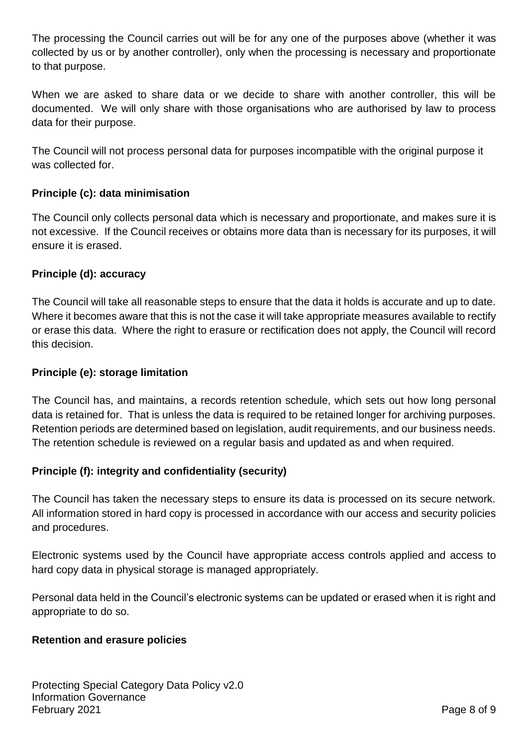The processing the Council carries out will be for any one of the purposes above (whether it was collected by us or by another controller), only when the processing is necessary and proportionate to that purpose.

When we are asked to share data or we decide to share with another controller, this will be documented. We will only share with those organisations who are authorised by law to process data for their purpose.

The Council will not process personal data for purposes incompatible with the original purpose it was collected for.

**Principle (c): data minimisation**

The Council only collects personal data which is necessary and proportionate, and makes sure it is not excessive. If the Council receives or obtains more data than is necessary for its purposes, it will ensure it is erased.

**Principle (d): accuracy**

The Council will take all reasonable steps to ensure that the data it holds is accurate and up to date. Where it becomes aware that this is not the case it will take appropriate measures available to rectify or erase this data. Where the right to erasure or rectification does not apply, the Council will record this decision.

**Principle (e): storage limitation**

The Council has, and maintains, a records retention schedule, which sets out how long personal data is retained for. That is unless the data is required to be retained longer for archiving purposes. Retention periods are determined based on legislation, audit requirements, and our business needs. The retention schedule is reviewed on a regular basis and updated as and when required.

**Principle (f): integrity and confidentiality (security)**

The Council has taken the necessary steps to ensure its data is processed on its secure network. All information stored in hard copy is processed in accordance with our access and security policies and procedures.

Electronic systems used by the Council have appropriate access controls applied and access to hard copy data in physical storage is managed appropriately.

Personal data held in the Council's electronic systems can be updated or erased when it is right and appropriate to do so.

**Retention and erasure policies**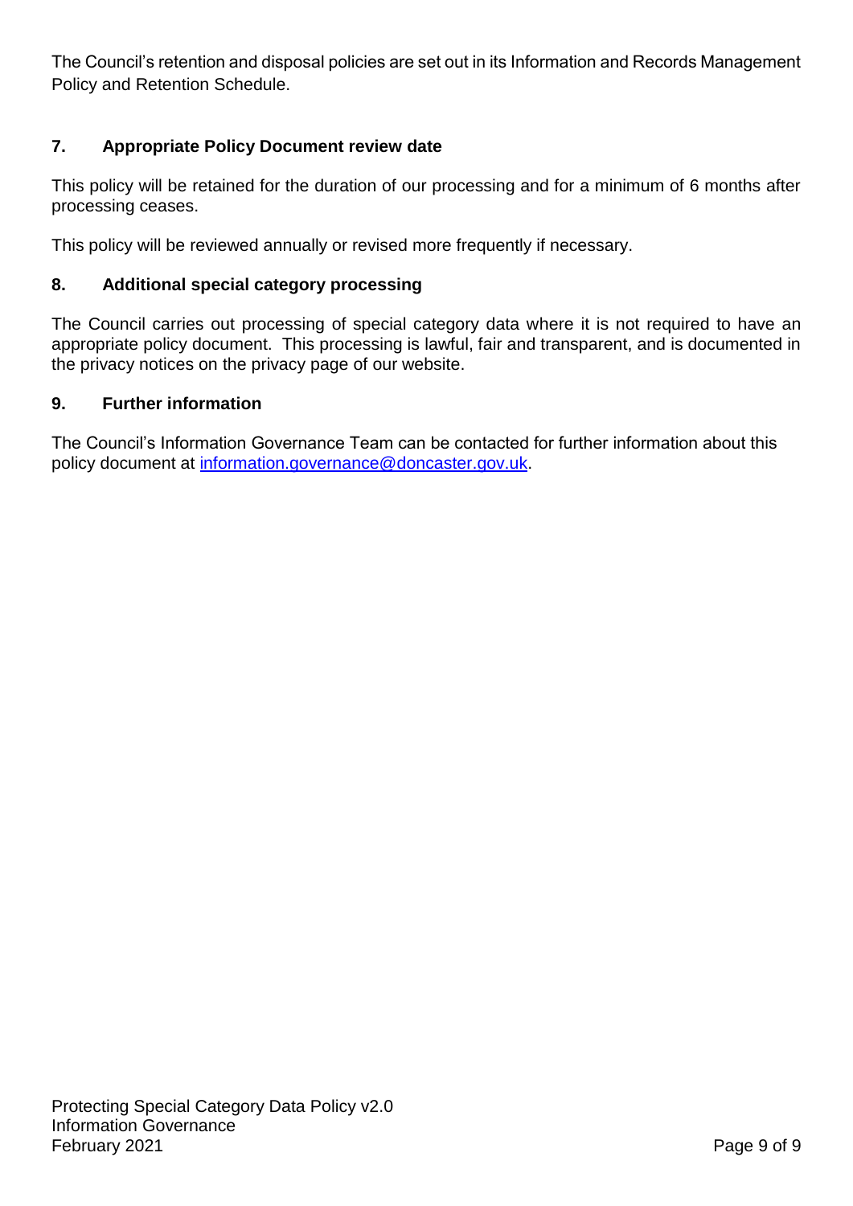The Council's retention and disposal policies are set out in its Information and Records Management Policy and Retention Schedule.

## 7. Appropriate Policy Document review date

This policy will be retained for the duration of our processing and for a minimum of 6 months after processing ceases.

This policy will be reviewed annually or revised more frequently if necessary.

## 8. Additional special category processing

The Council carries out processing of special category data where it is not required to have an appropriate policy document. This processing is lawful, fair and transparent, and is documented in the privacy notices on the privacy page of our website.

## 9. Further information

The Council's Information Governance Team can be contacted for further information about this policy document at information.governance@doncaster.gov.uk.